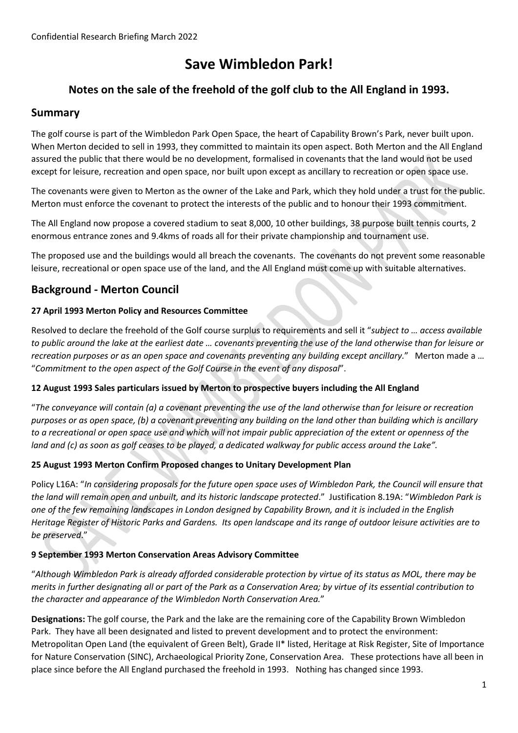Confidential Research Briefing March 2022

# Save Wimbledon Park!

## Notes on the sale of the freehold of the golf club to the All England in 1993.

## Summary

The golf course is part of the Wimbledon Park Open Space, the heart of Capability Brown's Park, never built upon. When Merton decided to sell in 1993, they committed to maintain its open aspect. Both Merton and the All England assured the public that there would be no development, formalised in covenants that the land would not be used except for leisure, recreation and open space, nor built upon except as ancillary to recreation or open space use.

The covenants were given to Merton as the owner of the Lake and Park, which they hold under a trust for the public. Merton must enforce the covenant to protect the interests of the public and to honour their 1993 commitment.

The All England now propose a covered stadium to seat 8,000, 10 other buildings, 38 purpose built tennis courts, 2 enormous entrance zones and 9.4kms of roads all for their private championship and tournament use.

The proposed use and the buildings would all breach the covenants. The covenants do not prevent some reasonable leisure, recreational or open space use of the land, and the All England must come up with suitable alternatives.

## Background - Merton Council

**27 April 1993 Merton Policy and Resources Committee**

Resolved to declare the freehold of the Golf course surplus to requirements and sell it "*subject to … access available to public around the lake at the earliest date … covenants preventing the use of the land otherwise than for leisure or recreation purposes or as an open space and covenants preventing any building except ancillary.*" Merton made a … "*Commitment to the open aspect of the Golf Course in the event of any disposal*".

**12 August 1993 Sales particulars issued by Merton to prospective buyers including the All England**

"*The conveyance will contain (a) a covenant preventing the use of the land otherwise than for leisure or recreation purposes or as open space, (b) a covenant preventing any building on the land other than building which is ancillary to a recreational or open space use and which will not impair public appreciation of the extent or openness of the land and (c) as soon as golf ceases to be played, a dedicated walkway for public access around the Lake".*

**25 August 1993 Merton Confirm Proposed changes to Unitary Development Plan**

Policy L16A: "*In considering proposals for the future open space uses of Wimbledon Park, the Council will ensure that the land will remain open and unbuilt, and its historic landscape protected*." Justification 8.19A: "*Wimbledon Park is one of the few remaining landscapes in London designed by Capability Brown, and it is included in the English Heritage Register of Historic Parks and Gardens. Its open landscape and its range of outdoor leisure activities are to be preserved*."

**9 September 1993 Merton Conservation Areas Advisory Committee**

"*Although Wimbledon Park is already afforded considerable protection by virtue of its status as MOL, there may be merits in further designating all or part of the Park as a Conservation Area; by virtue of its essential contribution to the character and appearance of the Wimbledon North Conservation Area.*"

**Designations:** The golf course, the Park and the lake are the remaining core of the Capability Brown Wimbledon Park. They have all been designated and listed to prevent development and to protect the environment: Metropolitan Open Land (the equivalent of Green Belt), Grade II* listed, Heritage at Risk Register, Site of Importance for Nature Conservation (SINC), Archaeological Priority Zone, Conservation Area. These protections have all been in place since before the All England purchased the freehold in 1993. Nothing has changed since 1993.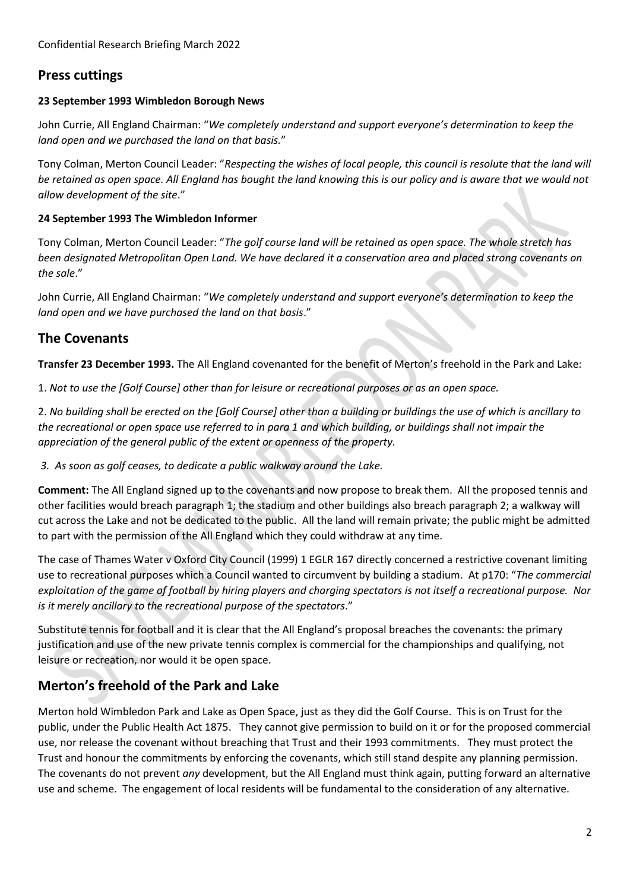Confidential Research Briefing March 2022

## Press cuttings

**23 September 1993 Wimbledon Borough News**

John Currie, All England Chairman: "*We completely understand and support everyone's determination to keep the land open and we purchased the land on that basis.*"

Tony Colman, Merton Council Leader: "*Respecting the wishes of local people, this council is resolute that the land will be retained as open space. All England has bought the land knowing this is our policy and is aware that we would not allow development of the site*."

**24 September 1993 The Wimbledon Informer**

Tony Colman, Merton Council Leader: "*The golf course land will be retained as open space. The whole stretch has been designated Metropolitan Open Land. We have declared it a conservation area and placed strong covenants on the sale*."

John Currie, All England Chairman: "*We completely understand and support everyone's determination to keep the land open and we have purchased the land on that basis*."

## The Covenants

**Transfer 23 December 1993.** The All England covenanted for the benefit of Merton's freehold in the Park and Lake:

1. *Not to use the [Golf Course] other than for leisure or recreational purposes or as an open space.*

2. *No building shall be erected on the [Golf Course] other than a building or buildings the use of which is ancillary to the recreational or open space use referred to in para 1 and which building, or buildings shall not impair the appreciation of the general public of the extent or openness of the property.*

3. *As soon as golf ceases, to dedicate a public walkway around the Lake.*

**Comment:** The All England signed up to the covenants and now propose to break them. All the proposed tennis and other facilities would breach paragraph 1; the stadium and other buildings also breach paragraph 2; a walkway will cut across the Lake and not be dedicated to the public. All the land will remain private; the public might be admitted to part with the permission of the All England which they could withdraw at any time.

The case of Thames Water v Oxford City Council (1999) 1 EGLR 167 directly concerned a restrictive covenant limiting use to recreational purposes which a Council wanted to circumvent by building a stadium. At p170: "*The commercial exploitation of the game of football by hiring players and charging spectators is not itself a recreational purpose. Nor is it merely ancillary to the recreational purpose of the spectators*."

Substitute tennis for football and it is clear that the All England's proposal breaches the covenants: the primary justification and use of the new private tennis complex is commercial for the championships and qualifying, not leisure or recreation, nor would it be open space.

## Merton's freehold of the Park and Lake

Merton hold Wimbledon Park and Lake as Open Space, just as they did the Golf Course. This is on Trust for the public, under the Public Health Act 1875. They cannot give permission to build on it or for the proposed commercial use, nor release the covenant without breaching that Trust and their 1993 commitments. They must protect the Trust and honour the commitments by enforcing the covenants, which still stand despite any planning permission. The covenants do not prevent *any* development, but the All England must think again, putting forward an alternative use and scheme. The engagement of local residents will be fundamental to the consideration of any alternative.